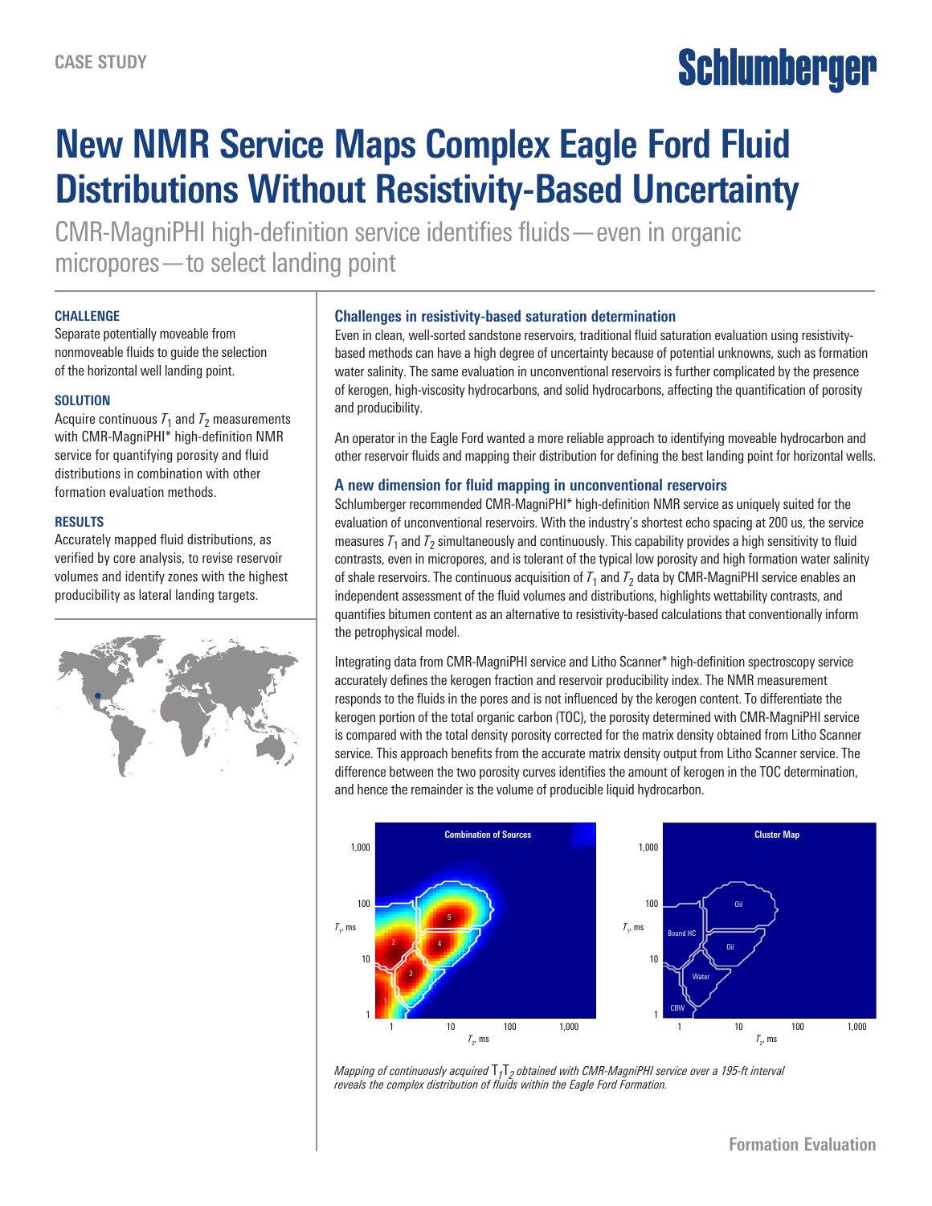CASE STUDY

# New NMR Service Maps Complex Eagle Ford Fluid Distributions Without Resistivity-Based Uncertainty

CMR-MagniPHI high-definition service identifies fluids—even in organic micropores—to select landing point

### CHALLENGE

Separate potentially moveable from nonmoveable fluids to guide the selection of the horizontal well landing point.

### SOLUTION

Acquire continuous $T_1$ and $T_2$ measurements with CMR-MagniPHI* high-definition NMR service for quantifying porosity and fluid distributions in combination with other formation evaluation methods.

### RESULTS

Accurately mapped fluid distributions, as verified by core analysis, to revise reservoir volumes and identify zones with the highest producibility as lateral landing targets.

## Challenges in resistivity-based saturation determination

Even in clean, well-sorted sandstone reservoirs, traditional fluid saturation evaluation using resistivity-based methods can have a high degree of uncertainty because of potential unknowns, such as formation water salinity. The same evaluation in unconventional reservoirs is further complicated by the presence of kerogen, high-viscosity hydrocarbons, and solid hydrocarbons, affecting the quantification of porosity and producibility.

An operator in the Eagle Ford wanted a more reliable approach to identifying moveable hydrocarbon and other reservoir fluids and mapping their distribution for defining the best landing point for horizontal wells.

## A new dimension for fluid mapping in unconventional reservoirs

Schlumberger recommended CMR-MagniPHI* high-definition NMR service as uniquely suited for the evaluation of unconventional reservoirs. With the industry's shortest echo spacing at 200 us, the service measures $T_1$ and $T_2$ simultaneously and continuously. This capability provides a high sensitivity to fluid contrasts, even in micropores, and is tolerant of the typical low porosity and high formation water salinity of shale reservoirs. The continuous acquisition of $T_1$ and $T_2$ data by CMR-MagniPHI service enables an independent assessment of the fluid volumes and distributions, highlights wettability contrasts, and quantifies bitumen content as an alternative to resistivity-based calculations that conventionally inform the petrophysical model.

Integrating data from CMR-MagniPHI service and Litho Scanner* high-definition spectroscopy service accurately defines the kerogen fraction and reservoir producibility index. The NMR measurement responds to the fluids in the pores and is not influenced by the kerogen content. To differentiate the kerogen portion of the total organic carbon (TOC), the porosity determined with CMR-MagniPHI service is compared with the total density porosity corrected for the matrix density obtained from Litho Scanner service. This approach benefits from the accurate matrix density output from Litho Scanner service. The difference between the two porosity curves identifies the amount of kerogen in the TOC determination, and hence the remainder is the volume of producible liquid hydrocarbon.

*Mapping of continuously acquired $T_1T_2$ obtained with CMR-MagniPHI service over a 195-ft interval reveals the complex distribution of fluids within the Eagle Ford Formation.*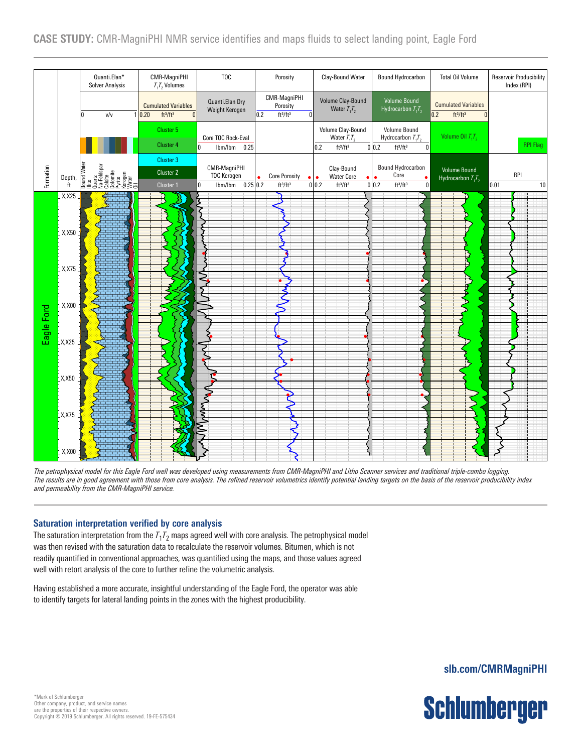## CASE STUDY: CMR-MagniPHI NMR service identifies and maps fluids to select landing point, Eagle Ford

Formation
Depth, ft
Quanti.Elan* Solver Analysis
0 v/v 1
Bound Water
Illite
Quartz
Na-Feldspar
Calcite
Dolomite
Pyrite
Kerogen
Water
Oil
CMR-MagniPHI $T_1T_2$ Volumes
Cumulated Variables
0.20 ft³/ft³ 0
Cluster 5
Cluster 4
Cluster 3
Cluster 2
Cluster 1
TOC
Quanti.Elan Dry Weight Kerogen
Core TOC Rock-Eval
0 lbm/lbm 0.25
CMR-MagniPHI TOC Kerogen
0 lbm/lbm 0.25
Porosity
CMR-MagniPHI Porosity
0.2 ft³/ft³ 0
Core Porosity
0.2 ft³/ft³ 0
Clay-Bound Water
Volume Clay-Bound Water $T_1T_2$
Volume Clay-Bound Water $T_1T_2$
0.2 ft³/ft³ 0
Clay-Bound Water Core
0.2 ft³/ft³ 0
Bound Hydrocarbon
Volume Bound Hydrocarbon $T_1T_2$
Volume Bound Hydrocarbon $T_1T_2$
0.2 ft³/ft³ 0
Bound Hydrocarbon Core
0.2 ft³/ft³ 0
Total Oil Volume
Cumulated Variables
0.2 ft³/ft³ 0
Volume Oil $T_1T_2$
Volume Bound Hydrocarbon $T_1T_2$
Reservoir Producibility Index (RPI)
RPI Flag
RPI
0.01 10
Eagle Ford
X,X25
X,X50
X,X75
X,X00
X,X25
X,X50
X,X75
X,X00

*The petrophysical model for this Eagle Ford well was developed using measurements from CMR-MagniPHI and Litho Scanner services and traditional triple-combo logging. The results are in good agreement with those from core analysis. The refined reservoir volumetrics identify potential landing targets on the basis of the reservoir producibility index and permeability from the CMR-MagniPHI service.*

### Saturation interpretation verified by core analysis

The saturation interpretation from the $T_1T_2$ maps agreed well with core analysis. The petrophysical model was then revised with the saturation data to recalculate the reservoir volumes. Bitumen, which is not readily quantified in conventional approaches, was quantified using the maps, and those values agreed well with retort analysis of the core to further refine the volumetric analysis.

Having established a more accurate, insightful understanding of the Eagle Ford, the operator was able to identify targets for lateral landing points in the zones with the highest producibility.

**slb.com/CMRMagniPHI**

*Mark of Schlumberger
Other company, product, and service names are the properties of their respective owners.
Copyright © 2019 Schlumberger. All rights reserved. 19-FE-575434

**Schlumberger**